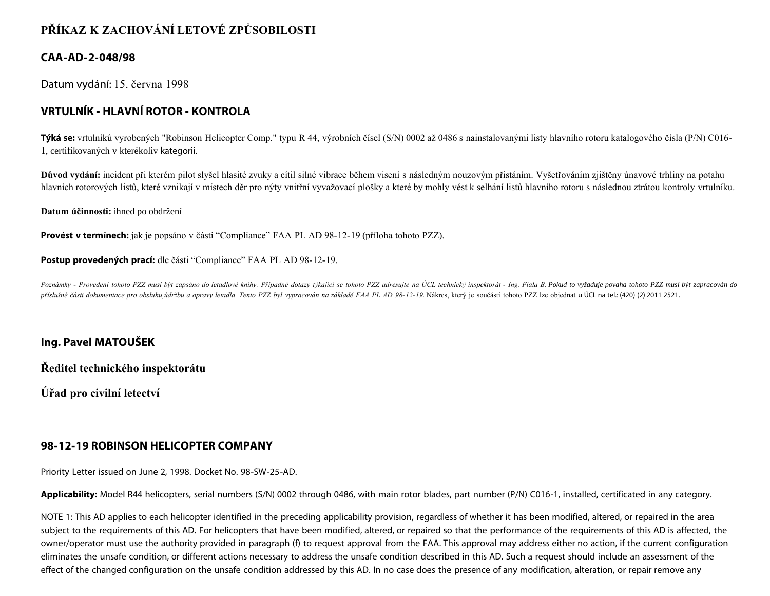# PŘÍKAZ K ZACHOVÁNÍ LETOVÉ ZPŮSOBILOSTI

## CAA-AD-2-048/98

Datum vydání: 15. června 1998

## VRTULNÍK - HLAVNÍ ROTOR - KONTROLA

**Týká se:** vrtulníků vyrobených "Robinson Helicopter Comp." typu R 44, výrobních čísel (S/N) 0002 až 0486 s nainstalovanými listy hlavního rotoru katalogového čísla (P/N) C016-1, certifikovaných v kterékoliv kategorii.

**Důvod vydání:** incident při kterém pilot slyšel hlasité zvuky a cítil silné vibrace během visení s následným nouzovým přistáním. Vyšetřováním zjištěny únavové trhliny na potahu hlavních rotorových listů, které vznikají v místech děr pro nýty vnitřní vyvažovací plošky a které by mohly vést k selhání listů hlavního rotoru s následnou ztrátou kontroly vrtulníku.

**Datum účinnosti:** ihned po obdržení

**Provést v termínech:** jak je popsáno v části "Compliance" FAA PL AD 98-12-19 (příloha tohoto PZZ).

**Postup provedených prací:** dle části "Compliance" FAA PL AD 98-12-19.

*Poznámky - Provedení tohoto PZZ musí být zapsáno do letadlové knihy. Případné dotazy týkající se tohoto PZZ adresujte na ÚCL technický inspektorát - Ing. Fiala B. Pokud to vyžaduje povaha tohoto PZZ musí být zapracován do příslušné části dokumentace pro obsluhu,údržbu a opravy letadla. Tento PZZ byl vypracován na základě FAA PL AD 98-12-19.* Nákres, který je součástí tohoto PZZ lze objednat u ÚCL na tel.: (420) (2) 2011 2521.

**Ing. Pavel MATOUŠEK**

**Ředitel technického inspektorátu**

**Úřad pro civilní letectví**

## 98-12-19 ROBINSON HELICOPTER COMPANY

Priority Letter issued on June 2, 1998. Docket No. 98-SW-25-AD.

**Applicability:** Model R44 helicopters, serial numbers (S/N) 0002 through 0486, with main rotor blades, part number (P/N) C016-1, installed, certificated in any category.

NOTE 1: This AD applies to each helicopter identified in the preceding applicability provision, regardless of whether it has been modified, altered, or repaired in the area subject to the requirements of this AD. For helicopters that have been modified, altered, or repaired so that the performance of the requirements of this AD is affected, the owner/operator must use the authority provided in paragraph (f) to request approval from the FAA. This approval may address either no action, if the current configuration eliminates the unsafe condition, or different actions necessary to address the unsafe condition described in this AD. Such a request should include an assessment of the effect of the changed configuration on the unsafe condition addressed by this AD. In no case does the presence of any modification, alteration, or repair remove any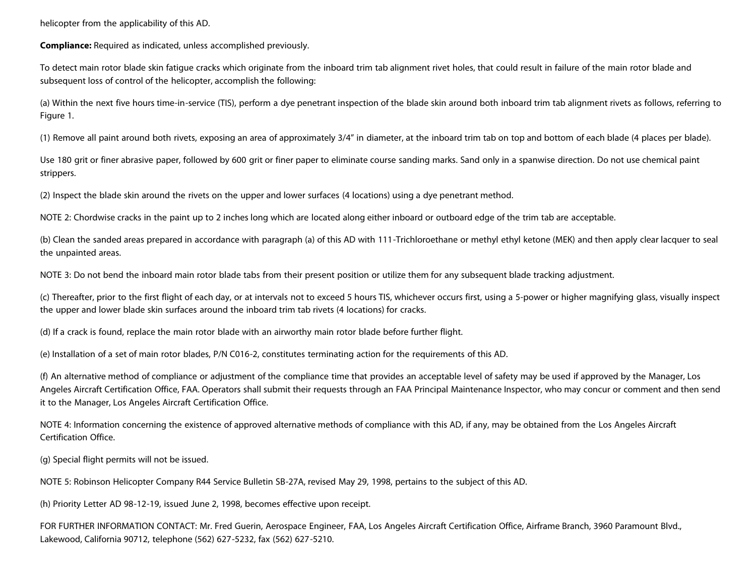helicopter from the applicability of this AD.

**Compliance:** Required as indicated, unless accomplished previously.

To detect main rotor blade skin fatigue cracks which originate from the inboard trim tab alignment rivet holes, that could result in failure of the main rotor blade and subsequent loss of control of the helicopter, accomplish the following:

(a) Within the next five hours time-in-service (TIS), perform a dye penetrant inspection of the blade skin around both inboard trim tab alignment rivets as follows, referring to Figure 1.

(1) Remove all paint around both rivets, exposing an area of approximately 3/4" in diameter, at the inboard trim tab on top and bottom of each blade (4 places per blade).

Use 180 grit or finer abrasive paper, followed by 600 grit or finer paper to eliminate course sanding marks. Sand only in a spanwise direction. Do not use chemical paint strippers.

(2) Inspect the blade skin around the rivets on the upper and lower surfaces (4 locations) using a dye penetrant method.

NOTE 2: Chordwise cracks in the paint up to 2 inches long which are located along either inboard or outboard edge of the trim tab are acceptable.

(b) Clean the sanded areas prepared in accordance with paragraph (a) of this AD with 111-Trichloroethane or methyl ethyl ketone (MEK) and then apply clear lacquer to seal the unpainted areas.

NOTE 3: Do not bend the inboard main rotor blade tabs from their present position or utilize them for any subsequent blade tracking adjustment.

(c) Thereafter, prior to the first flight of each day, or at intervals not to exceed 5 hours TIS, whichever occurs first, using a 5-power or higher magnifying glass, visually inspect the upper and lower blade skin surfaces around the inboard trim tab rivets (4 locations) for cracks.

(d) If a crack is found, replace the main rotor blade with an airworthy main rotor blade before further flight.

(e) Installation of a set of main rotor blades, P/N C016-2, constitutes terminating action for the requirements of this AD.

(f) An alternative method of compliance or adjustment of the compliance time that provides an acceptable level of safety may be used if approved by the Manager, Los Angeles Aircraft Certification Office, FAA. Operators shall submit their requests through an FAA Principal Maintenance Inspector, who may concur or comment and then send it to the Manager, Los Angeles Aircraft Certification Office.

NOTE 4: Information concerning the existence of approved alternative methods of compliance with this AD, if any, may be obtained from the Los Angeles Aircraft Certification Office.

(g) Special flight permits will not be issued.

NOTE 5: Robinson Helicopter Company R44 Service Bulletin SB-27A, revised May 29, 1998, pertains to the subject of this AD.

(h) Priority Letter AD 98-12-19, issued June 2, 1998, becomes effective upon receipt.

FOR FURTHER INFORMATION CONTACT: Mr. Fred Guerin, Aerospace Engineer, FAA, Los Angeles Aircraft Certification Office, Airframe Branch, 3960 Paramount Blvd., Lakewood, California 90712, telephone (562) 627-5232, fax (562) 627-5210.